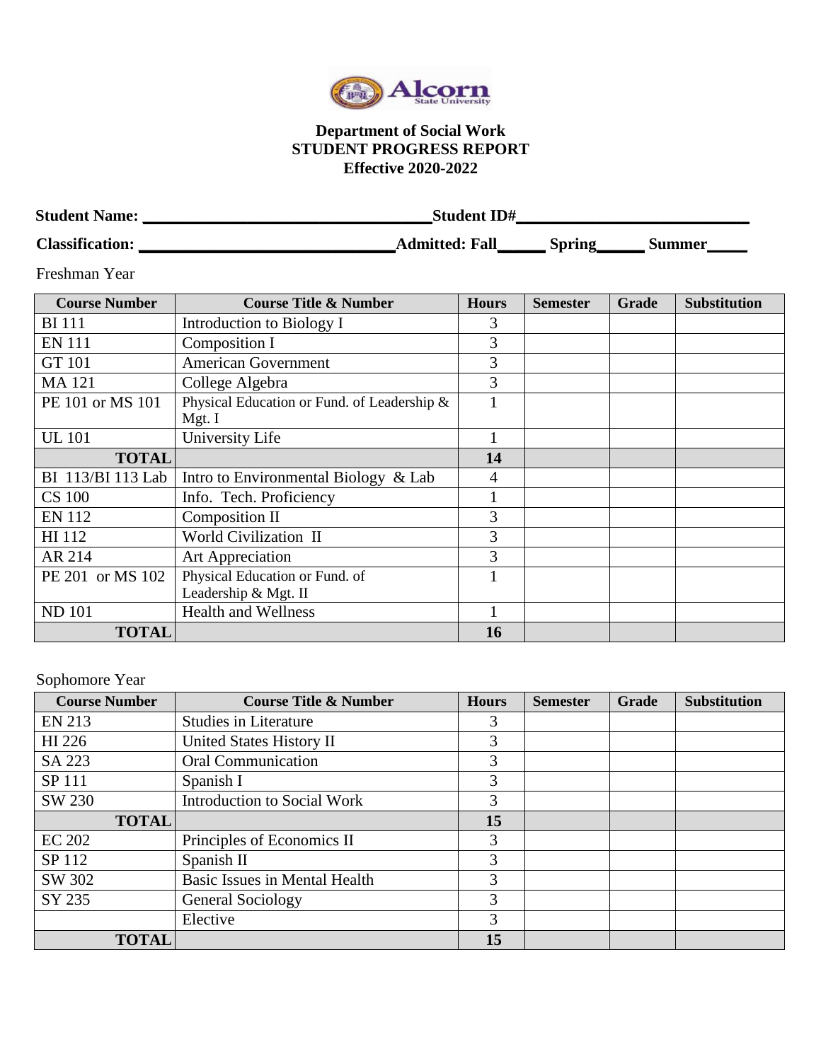Alcorn State University

**Department of Social Work**
**STUDENT PROGRESS REPORT**
**Effective 2020-2022**

**Student Name:** ______________________________ **Student ID#** ______________________________

**Classification:** ______________________________ **Admitted: Fall** _____ **Spring** _____ **Summer** _____

Freshman Year

| Course Number | Course Title & Number | Hours | Semester | Grade | Substitution |
|---|---|---|---|---|---|
| BI 111 | Introduction to Biology I | 3 | | | |
| EN 111 | Composition I | 3 | | | |
| GT 101 | American Government | 3 | | | |
| MA 121 | College Algebra | 3 | | | |
| PE 101 or MS 101 | Physical Education or Fund. of Leadership & Mgt. I | 1 | | | |
| UL 101 | University Life | 1 | | | |
| **TOTAL** | | **14** | | | |
| BI 113/BI 113 Lab | Intro to Environmental Biology & Lab | 4 | | | |
| CS 100 | Info. Tech. Proficiency | 1 | | | |
| EN 112 | Composition II | 3 | | | |
| HI 112 | World Civilization II | 3 | | | |
| AR 214 | Art Appreciation | 3 | | | |
| PE 201 or MS 102 | Physical Education or Fund. of Leadership & Mgt. II | 1 | | | |
| ND 101 | Health and Wellness | 1 | | | |
| **TOTAL** | | **16** | | | |

Sophomore Year

| Course Number | Course Title & Number | Hours | Semester | Grade | Substitution |
|---|---|---|---|---|---|
| EN 213 | Studies in Literature | 3 | | | |
| HI 226 | United States History II | 3 | | | |
| SA 223 | Oral Communication | 3 | | | |
| SP 111 | Spanish I | 3 | | | |
| SW 230 | Introduction to Social Work | 3 | | | |
| **TOTAL** | | **15** | | | |
| EC 202 | Principles of Economics II | 3 | | | |
| SP 112 | Spanish II | 3 | | | |
| SW 302 | Basic Issues in Mental Health | 3 | | | |
| SY 235 | General Sociology | 3 | | | |
| | Elective | 3 | | | |
| **TOTAL** | | **15** | | | |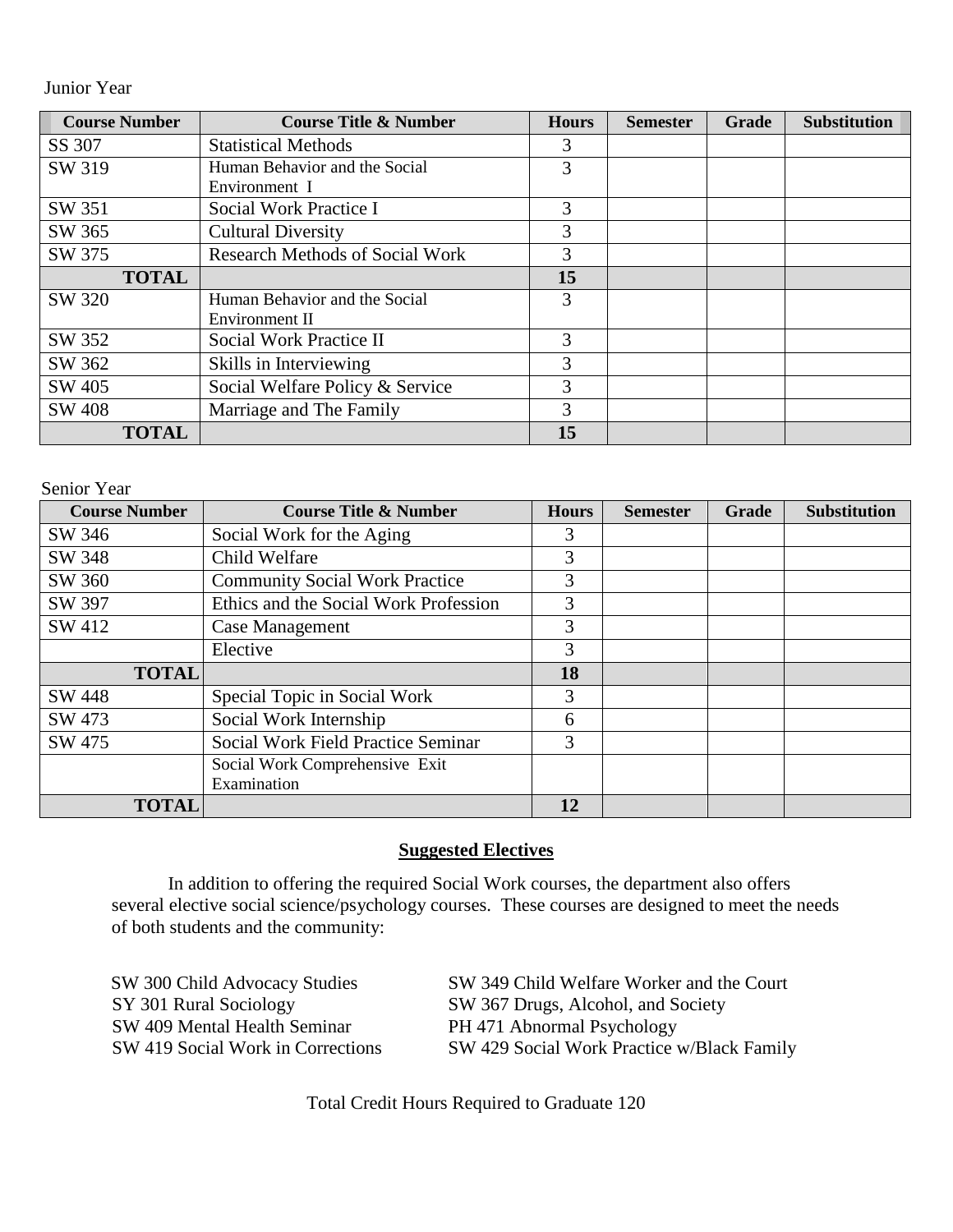Junior Year

| Course Number | Course Title & Number | Hours | Semester | Grade | Substitution |
|---|---|---|---|---|---|
| SS 307 | Statistical Methods | 3 | | | |
| SW 319 | Human Behavior and the Social Environment I | 3 | | | |
| SW 351 | Social Work Practice I | 3 | | | |
| SW 365 | Cultural Diversity | 3 | | | |
| SW 375 | Research Methods of Social Work | 3 | | | |
| **TOTAL** | | **15** | | | |
| SW 320 | Human Behavior and the Social Environment II | 3 | | | |
| SW 352 | Social Work Practice II | 3 | | | |
| SW 362 | Skills in Interviewing | 3 | | | |
| SW 405 | Social Welfare Policy & Service | 3 | | | |
| SW 408 | Marriage and The Family | 3 | | | |
| **TOTAL** | | **15** | | | |

Senior Year

| Course Number | Course Title & Number | Hours | Semester | Grade | Substitution |
|---|---|---|---|---|---|
| SW 346 | Social Work for the Aging | 3 | | | |
| SW 348 | Child Welfare | 3 | | | |
| SW 360 | Community Social Work Practice | 3 | | | |
| SW 397 | Ethics and the Social Work Profession | 3 | | | |
| SW 412 | Case Management | 3 | | | |
| | Elective | 3 | | | |
| **TOTAL** | | **18** | | | |
| SW 448 | Special Topic in Social Work | 3 | | | |
| SW 473 | Social Work Internship | 6 | | | |
| SW 475 | Social Work Field Practice Seminar | 3 | | | |
| | Social Work Comprehensive Exit Examination | | | | |
| **TOTAL** | | **12** | | | |

## Suggested Electives

In addition to offering the required Social Work courses, the department also offers several elective social science/psychology courses. These courses are designed to meet the needs of both students and the community:

- SW 300 Child Advocacy Studies
- SY 301 Rural Sociology
- SW 409 Mental Health Seminar
- SW 419 Social Work in Corrections
- SW 349 Child Welfare Worker and the Court
- SW 367 Drugs, Alcohol, and Society
- PH 471 Abnormal Psychology
- SW 429 Social Work Practice w/Black Family

Total Credit Hours Required to Graduate 120